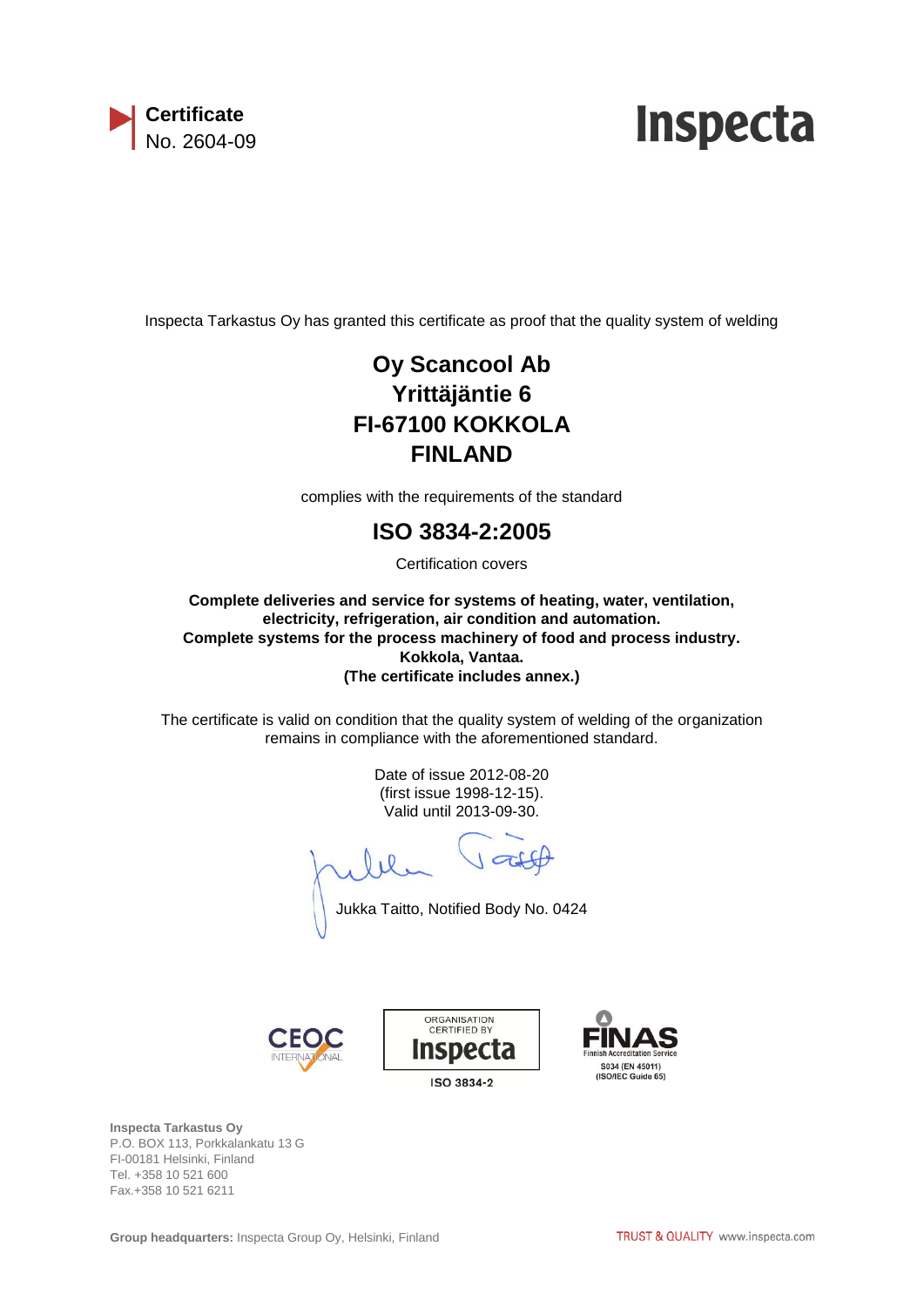**Certificate**
No. 2604-09

**Inspecta**

Inspecta Tarkastus Oy has granted this certificate as proof that the quality system of welding

## Oy Scancool Ab
## Yrittäjäntie 6
## FI-67100 KOKKOLA
## FINLAND

complies with the requirements of the standard

## ISO 3834-2:2005

Certification covers

**Complete deliveries and service for systems of heating, water, ventilation, electricity, refrigeration, air condition and automation.**
**Complete systems for the process machinery of food and process industry.**
**Kokkola, Vantaa.**
**(The certificate includes annex.)**

The certificate is valid on condition that the quality system of welding of the organization remains in compliance with the aforementioned standard.

Date of issue 2012-08-20
(first issue 1998-12-15).
Valid until 2013-09-30.

Jukka Taitto, Notified Body No. 0424

CEOC INTERNATIONAL

ORGANISATION CERTIFIED BY Inspecta
ISO 3834-2

FINAS Finnish Accreditation Service
S034 (EN 45011)
(ISO/IEC Guide 65)

**Inspecta Tarkastus Oy**
P.O. BOX 113, Porkkalankatu 13 G
FI-00181 Helsinki, Finland
Tel. +358 10 521 600
Fax.+358 10 521 6211

**Group headquarters:** Inspecta Group Oy, Helsinki, Finland

TRUST & QUALITY www.inspecta.com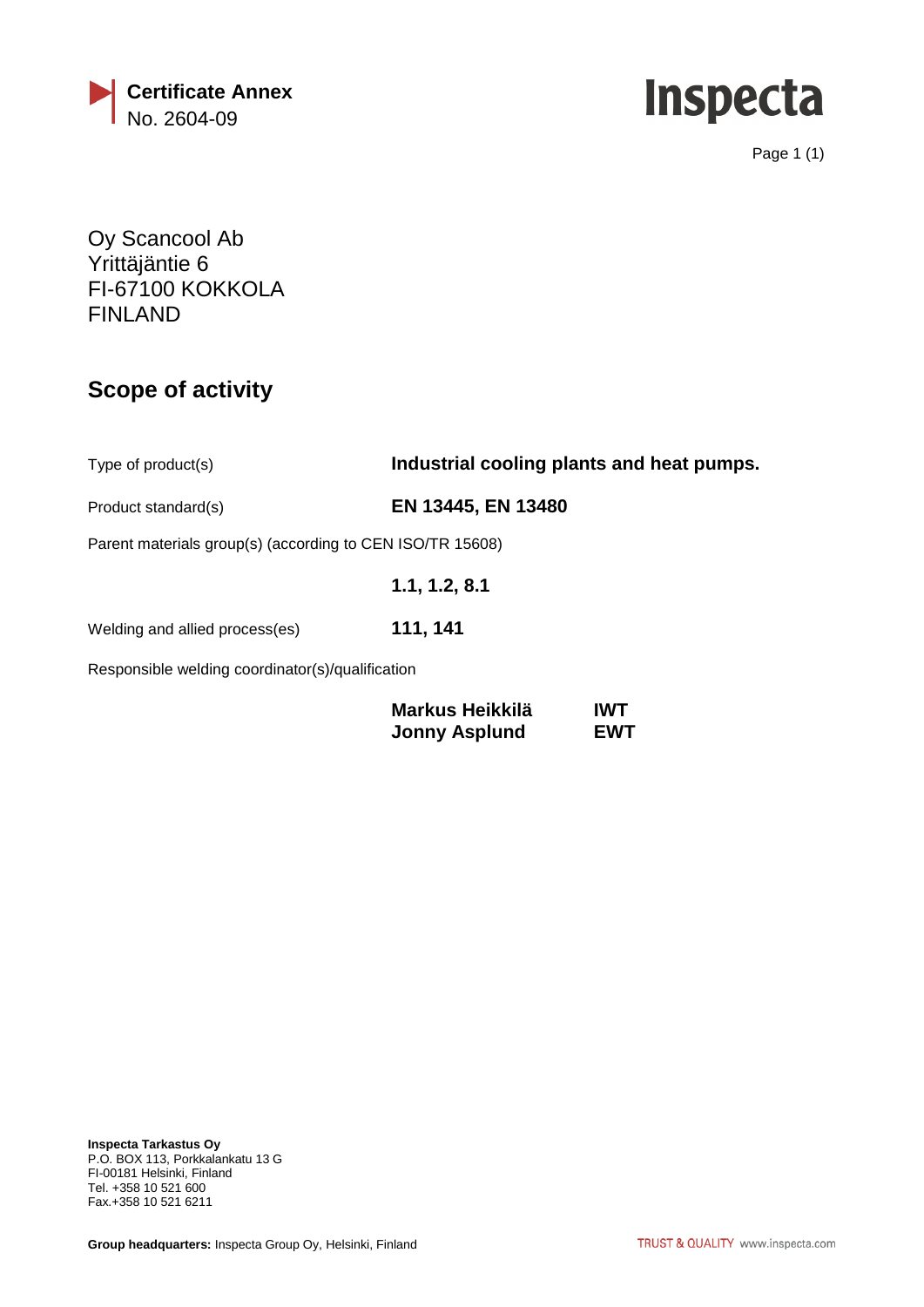**Certificate Annex**
No. 2604-09

Oy Scancool Ab
Yrittäjäntie 6
FI-67100 KOKKOLA
FINLAND

## Scope of activity

| | |
|---|---|
| Type of product(s) | **Industrial cooling plants and heat pumps.** |
| Product standard(s) | **EN 13445, EN 13480** |

Parent materials group(s) (according to CEN ISO/TR 15608)

**1.1, 1.2, 8.1**

| | |
|---|---|
| Welding and allied process(es) | **111, 141** |

Responsible welding coordinator(s)/qualification

| | |
|---|---|
| **Markus Heikkilä** | **IWT** |
| **Jonny Asplund** | **EWT** |

**Inspecta Tarkastus Oy**
P.O. BOX 113, Porkkalankatu 13 G
FI-00181 Helsinki, Finland
Tel. +358 10 521 600
Fax.+358 10 521 6211

**Group headquarters:** Inspecta Group Oy, Helsinki, Finland

TRUST & QUALITY www.inspecta.com